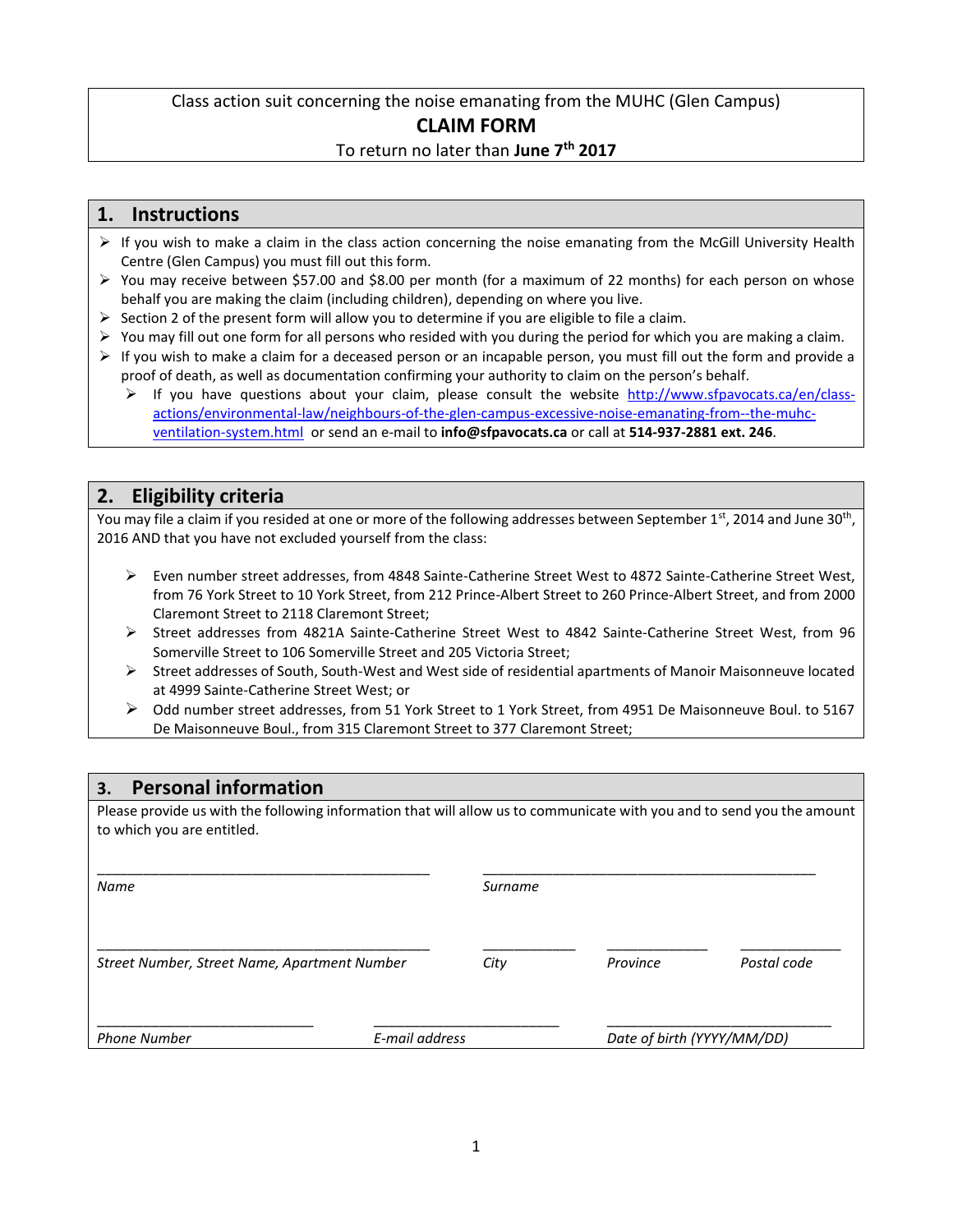Class action suit concerning the noise emanating from the MUHC (Glen Campus)

**CLAIM FORM**

To return no later than **June 7th 2017**

## 1. Instructions

- If you wish to make a claim in the class action concerning the noise emanating from the McGill University Health Centre (Glen Campus) you must fill out this form.
- You may receive between $57.00 and $8.00 per month (for a maximum of 22 months) for each person on whose behalf you are making the claim (including children), depending on where you live.
- Section 2 of the present form will allow you to determine if you are eligible to file a claim.
- You may fill out one form for all persons who resided with you during the period for which you are making a claim.
- If you wish to make a claim for a deceased person or an incapable person, you must fill out the form and provide a proof of death, as well as documentation confirming your authority to claim on the person's behalf.
  - If you have questions about your claim, please consult the website http://www.sfpavocats.ca/en/class-actions/environmental-law/neighbours-of-the-glen-campus-excessive-noise-emanating-from--the-muhc-ventilation-system.html or send an e-mail to **info@sfpavocats.ca** or call at **514-937-2881 ext. 246**.

## 2. Eligibility criteria

You may file a claim if you resided at one or more of the following addresses between September 1st, 2014 and June 30th, 2016 AND that you have not excluded yourself from the class:

- Even number street addresses, from 4848 Sainte-Catherine Street West to 4872 Sainte-Catherine Street West, from 76 York Street to 10 York Street, from 212 Prince-Albert Street to 260 Prince-Albert Street, and from 2000 Claremont Street to 2118 Claremont Street;
- Street addresses from 4821A Sainte-Catherine Street West to 4842 Sainte-Catherine Street West, from 96 Somerville Street to 106 Somerville Street and 205 Victoria Street;
- Street addresses of South, South-West and West side of residential apartments of Manoir Maisonneuve located at 4999 Sainte-Catherine Street West; or
- Odd number street addresses, from 51 York Street to 1 York Street, from 4951 De Maisonneuve Boul. to 5167 De Maisonneuve Boul., from 315 Claremont Street to 377 Claremont Street;

## 3. Personal information

Please provide us with the following information that will allow us to communicate with you and to send you the amount to which you are entitled.

\_\_\_\_\_\_\_\_\_\_\_\_\_\_\_\_\_\_\_\_\_\_\_\_\_\_\_\_\_\_ *Name*

\_\_\_\_\_\_\_\_\_\_\_\_\_\_\_\_\_\_\_\_\_\_\_\_\_\_\_\_\_\_ *Surname*

\_\_\_\_\_\_\_\_\_\_\_\_\_\_\_\_\_\_\_\_\_\_\_\_\_\_\_\_\_\_ *Street Number, Street Name, Apartment Number*

\_\_\_\_\_\_\_\_\_\_ *City*

\_\_\_\_\_\_\_\_\_\_ *Province*

\_\_\_\_\_\_\_\_\_\_ *Postal code*

\_\_\_\_\_\_\_\_\_\_\_\_\_\_\_\_\_\_\_\_ *Phone Number*

\_\_\_\_\_\_\_\_\_\_\_\_\_\_\_\_\_\_\_\_ *E-mail address*

\_\_\_\_\_\_\_\_\_\_\_\_\_\_\_\_\_\_\_\_ *Date of birth (YYYY/MM/DD)*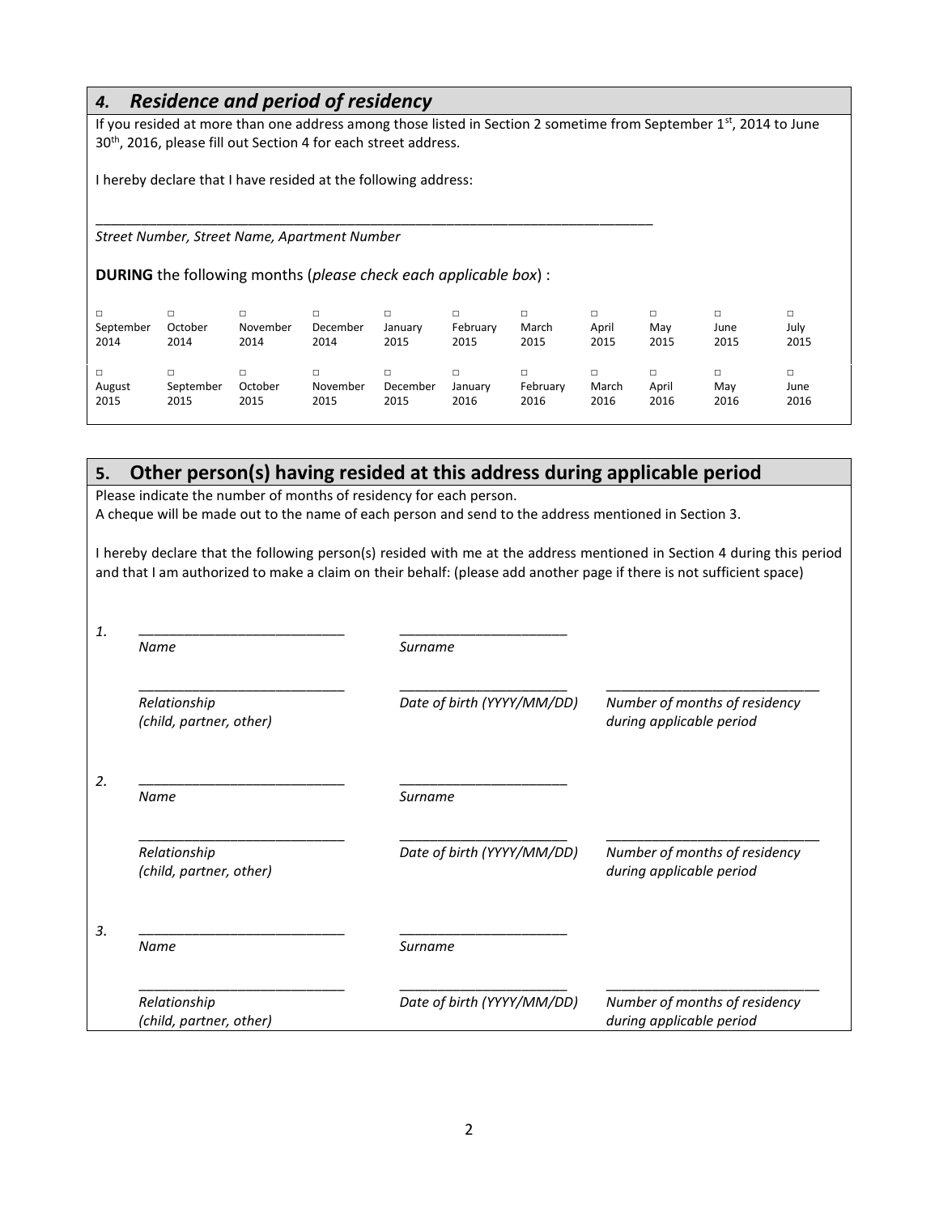## *4. Residence and period of residency*

If you resided at more than one address among those listed in Section 2 sometime from September 1st, 2014 to June 30th, 2016, please fill out Section 4 for each street address.

I hereby declare that I have resided at the following address:

\_\_\_\_\_\_\_\_\_\_\_\_\_\_\_\_\_\_\_\_\_\_\_\_\_\_\_\_\_\_\_\_\_\_\_\_\_\_\_\_\_\_\_\_\_\_\_\_\_\_\_\_\_\_\_\_\_\_\_\_\_\_\_\_\_\_\_\_\_\_\_\_

*Street Number, Street Name, Apartment Number*

**DURING** the following months (*please check each applicable box*) :

| □ September 2014 | □ October 2014 | □ November 2014 | □ December 2014 | □ January 2015 | □ February 2015 | □ March 2015 | □ April 2015 | □ May 2015 | □ June 2015 | □ July 2015 |
|---|---|---|---|---|---|---|---|---|---|---|
| □ August 2015 | □ September 2015 | □ October 2015 | □ November 2015 | □ December 2015 | □ January 2016 | □ February 2016 | □ March 2016 | □ April 2016 | □ May 2016 | □ June 2016 |

## 5. Other person(s) having resided at this address during applicable period

Please indicate the number of months of residency for each person.
A cheque will be made out to the name of each person and send to the address mentioned in Section 3.

I hereby declare that the following person(s) resided with me at the address mentioned in Section 4 during this period and that I am authorized to make a claim on their behalf: (please add another page if there is not sufficient space)

*1.* \_\_\_\_\_\_\_\_\_\_\_\_\_\_\_\_\_\_\_\_\_\_\_\_\_\_\_ \_\_\_\_\_\_\_\_\_\_\_\_\_\_\_\_\_\_\_\_\_\_

*Name* *Surname*

\_\_\_\_\_\_\_\_\_\_\_\_\_\_\_\_\_\_\_\_\_\_\_\_\_\_\_ \_\_\_\_\_\_\_\_\_\_\_\_\_\_\_\_\_\_\_\_\_\_ \_\_\_\_\_\_\_\_\_\_\_\_\_\_\_\_\_\_\_\_\_\_\_\_\_\_\_\_

*Relationship (child, partner, other)* *Date of birth (YYYY/MM/DD)* *Number of months of residency during applicable period*

*2.* \_\_\_\_\_\_\_\_\_\_\_\_\_\_\_\_\_\_\_\_\_\_\_\_\_\_\_ \_\_\_\_\_\_\_\_\_\_\_\_\_\_\_\_\_\_\_\_\_\_

*Name* *Surname*

\_\_\_\_\_\_\_\_\_\_\_\_\_\_\_\_\_\_\_\_\_\_\_\_\_\_\_ \_\_\_\_\_\_\_\_\_\_\_\_\_\_\_\_\_\_\_\_\_\_ \_\_\_\_\_\_\_\_\_\_\_\_\_\_\_\_\_\_\_\_\_\_\_\_\_\_\_\_

*Relationship (child, partner, other)* *Date of birth (YYYY/MM/DD)* *Number of months of residency during applicable period*

*3.* \_\_\_\_\_\_\_\_\_\_\_\_\_\_\_\_\_\_\_\_\_\_\_\_\_\_\_ \_\_\_\_\_\_\_\_\_\_\_\_\_\_\_\_\_\_\_\_\_\_

*Name* *Surname*

\_\_\_\_\_\_\_\_\_\_\_\_\_\_\_\_\_\_\_\_\_\_\_\_\_\_\_ \_\_\_\_\_\_\_\_\_\_\_\_\_\_\_\_\_\_\_\_\_\_ \_\_\_\_\_\_\_\_\_\_\_\_\_\_\_\_\_\_\_\_\_\_\_\_\_\_\_\_

*Relationship (child, partner, other)* *Date of birth (YYYY/MM/DD)* *Number of months of residency during applicable period*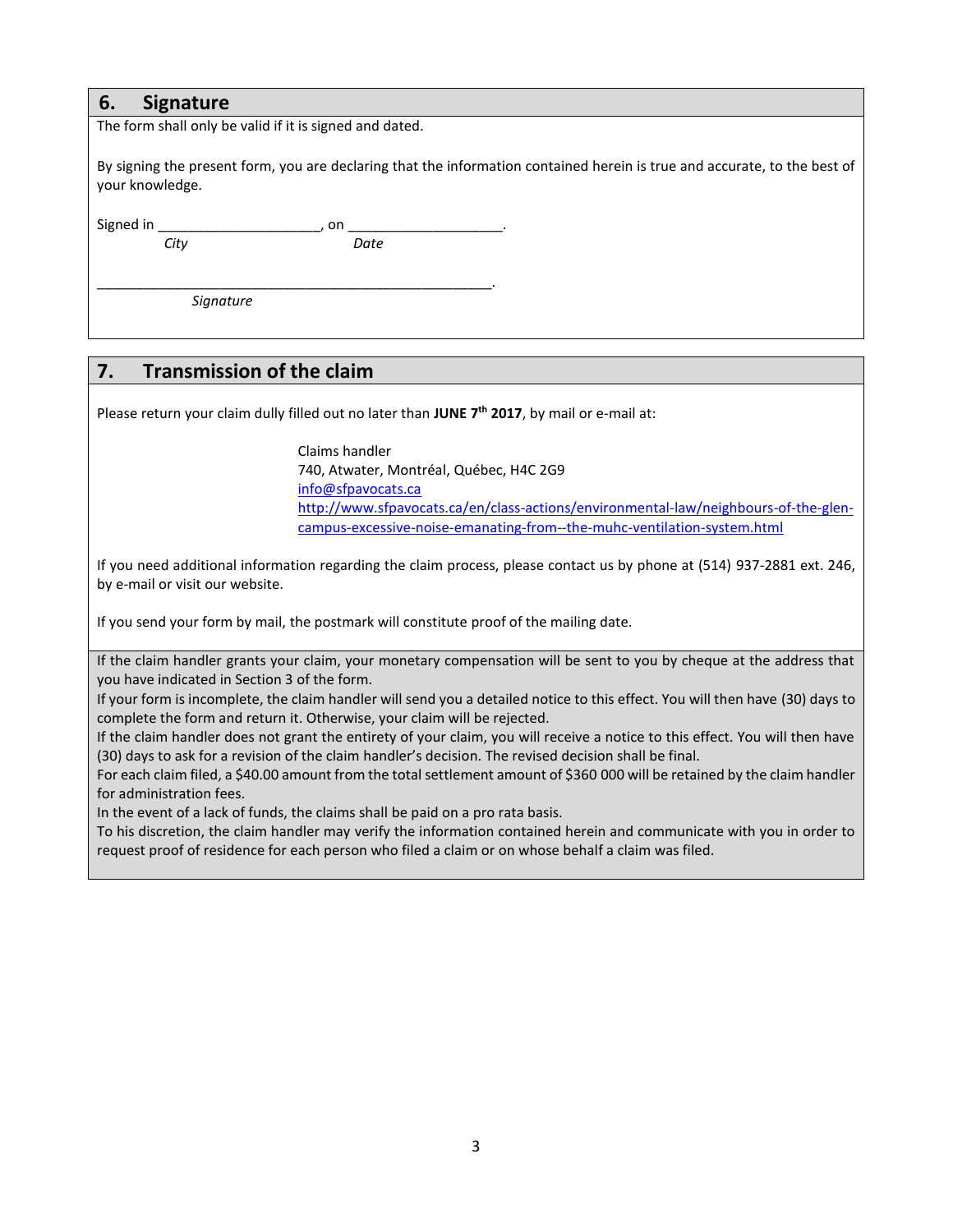## 6. Signature

The form shall only be valid if it is signed and dated.

By signing the present form, you are declaring that the information contained herein is true and accurate, to the best of your knowledge.

Signed in _____________________, on ____________________.
*City* *Date*

_____________________________________________________.
*Signature*

## 7. Transmission of the claim

Please return your claim dully filled out no later than **JUNE 7th 2017**, by mail or e-mail at:

Claims handler
740, Atwater, Montréal, Québec, H4C 2G9
info@sfpavocats.ca
http://www.sfpavocats.ca/en/class-actions/environmental-law/neighbours-of-the-glen-campus-excessive-noise-emanating-from--the-muhc-ventilation-system.html

If you need additional information regarding the claim process, please contact us by phone at (514) 937-2881 ext. 246, by e-mail or visit our website.

If you send your form by mail, the postmark will constitute proof of the mailing date.

If the claim handler grants your claim, your monetary compensation will be sent to you by cheque at the address that you have indicated in Section 3 of the form.
If your form is incomplete, the claim handler will send you a detailed notice to this effect. You will then have (30) days to complete the form and return it. Otherwise, your claim will be rejected.
If the claim handler does not grant the entirety of your claim, you will receive a notice to this effect. You will then have (30) days to ask for a revision of the claim handler's decision. The revised decision shall be final.
For each claim filed, a $40.00 amount from the total settlement amount of $360 000 will be retained by the claim handler for administration fees.
In the event of a lack of funds, the claims shall be paid on a pro rata basis.
To his discretion, the claim handler may verify the information contained herein and communicate with you in order to request proof of residence for each person who filed a claim or on whose behalf a claim was filed.